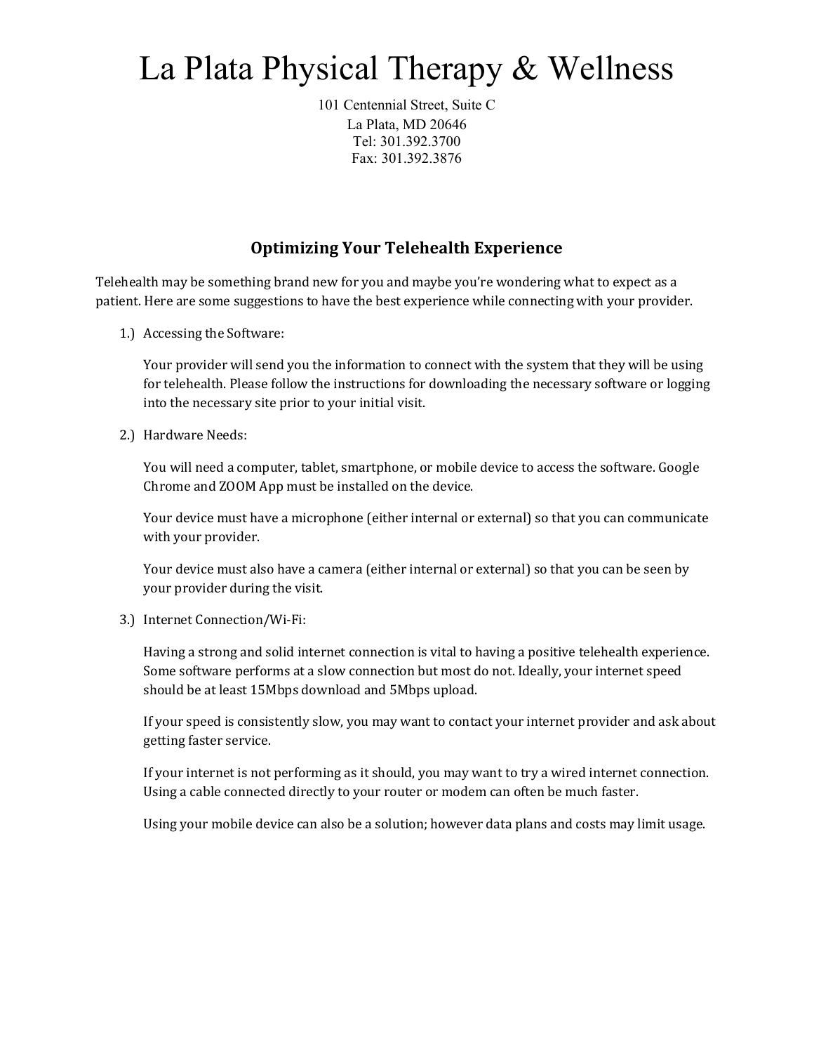# La Plata Physical Therapy & Wellness

101 Centennial Street, Suite C
La Plata, MD 20646
Tel: 301.392.3700
Fax: 301.392.3876

## Optimizing Your Telehealth Experience

Telehealth may be something brand new for you and maybe you're wondering what to expect as a patient. Here are some suggestions to have the best experience while connecting with your provider.

1.) Accessing the Software:

Your provider will send you the information to connect with the system that they will be using for telehealth. Please follow the instructions for downloading the necessary software or logging into the necessary site prior to your initial visit.

2.) Hardware Needs:

You will need a computer, tablet, smartphone, or mobile device to access the software. Google Chrome and ZOOM App must be installed on the device.

Your device must have a microphone (either internal or external) so that you can communicate with your provider.

Your device must also have a camera (either internal or external) so that you can be seen by your provider during the visit.

3.) Internet Connection/Wi-Fi:

Having a strong and solid internet connection is vital to having a positive telehealth experience. Some software performs at a slow connection but most do not. Ideally, your internet speed should be at least 15Mbps download and 5Mbps upload.

If your speed is consistently slow, you may want to contact your internet provider and ask about getting faster service.

If your internet is not performing as it should, you may want to try a wired internet connection. Using a cable connected directly to your router or modem can often be much faster.

Using your mobile device can also be a solution; however data plans and costs may limit usage.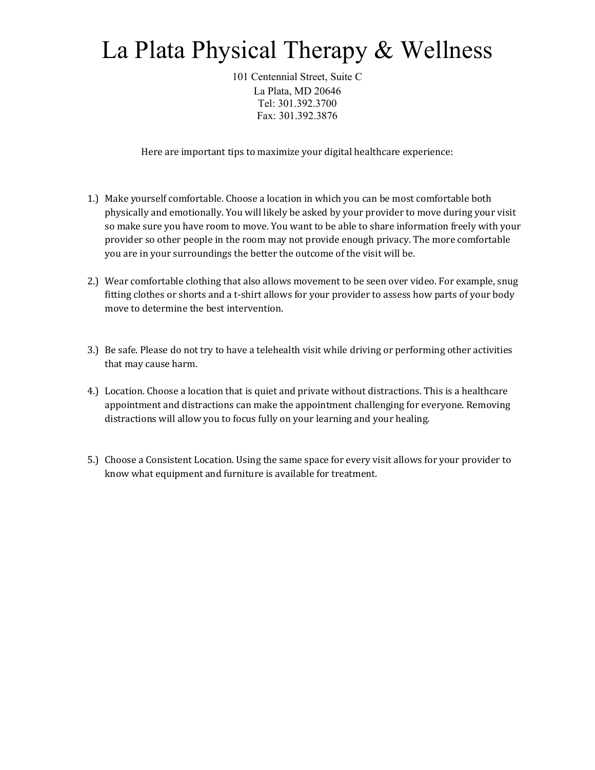# La Plata Physical Therapy & Wellness

101 Centennial Street, Suite C
La Plata, MD 20646
Tel: 301.392.3700
Fax: 301.392.3876

Here are important tips to maximize your digital healthcare experience:

1.) Make yourself comfortable. Choose a location in which you can be most comfortable both physically and emotionally. You will likely be asked by your provider to move during your visit so make sure you have room to move. You want to be able to share information freely with your provider so other people in the room may not provide enough privacy. The more comfortable you are in your surroundings the better the outcome of the visit will be.

2.) Wear comfortable clothing that also allows movement to be seen over video. For example, snug fitting clothes or shorts and a t-shirt allows for your provider to assess how parts of your body move to determine the best intervention.

3.) Be safe. Please do not try to have a telehealth visit while driving or performing other activities that may cause harm.

4.) Location. Choose a location that is quiet and private without distractions. This is a healthcare appointment and distractions can make the appointment challenging for everyone. Removing distractions will allow you to focus fully on your learning and your healing.

5.) Choose a Consistent Location. Using the same space for every visit allows for your provider to know what equipment and furniture is available for treatment.